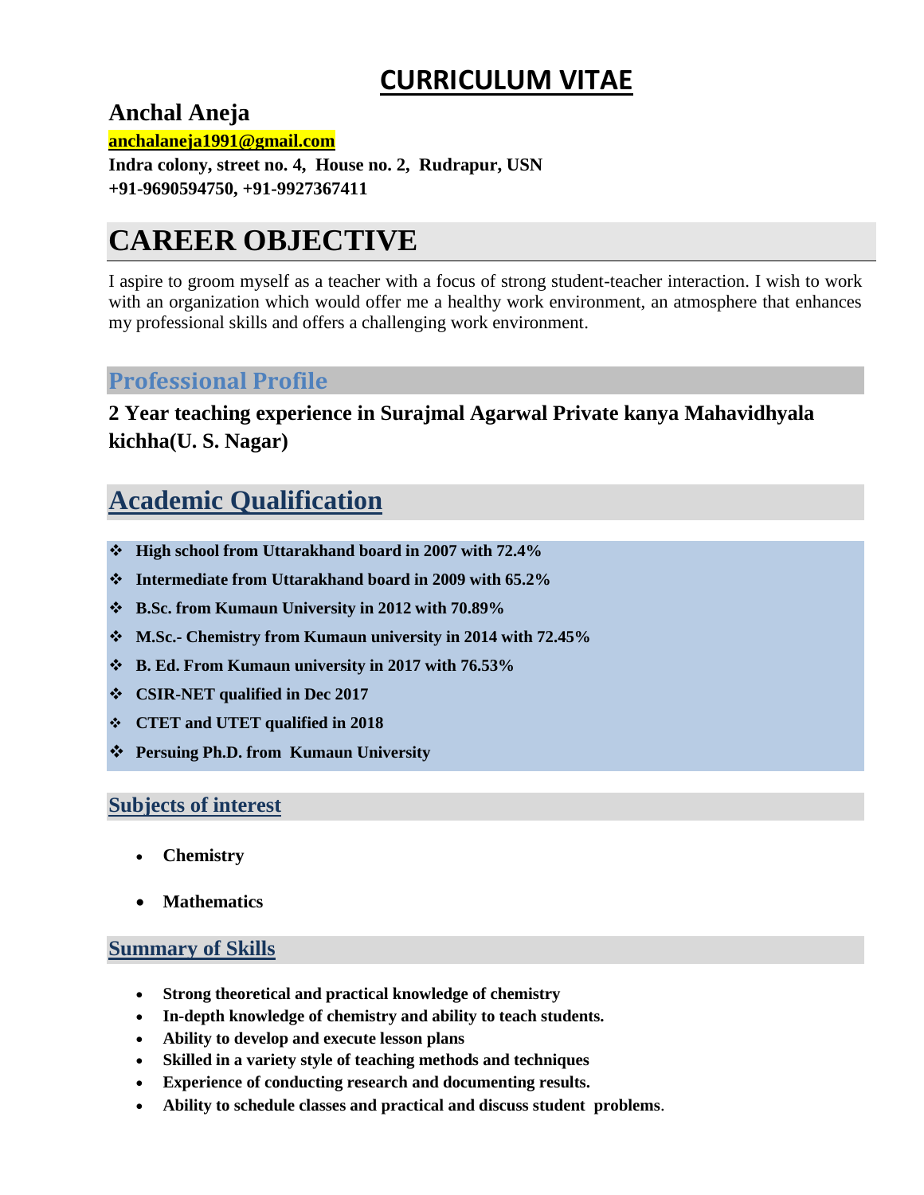# CURRICULUM VITAE

## Anchal Aneja

**anchalaneja1991@gmail.com**

**Indra colony, street no. 4, House no. 2, Rudrapur, USN**
**+91-9690594750, +91-9927367411**

# CAREER OBJECTIVE

I aspire to groom myself as a teacher with a focus of strong student-teacher interaction. I wish to work with an organization which would offer me a healthy work environment, an atmosphere that enhances my professional skills and offers a challenging work environment.

## Professional Profile

**2 Year teaching experience in Surajmal Agarwal Private kanya Mahavidhyala kichha(U. S. Nagar)**

## Academic Qualification

- **High school from Uttarakhand board in 2007 with 72.4%**
- **Intermediate from Uttarakhand board in 2009 with 65.2%**
- **B.Sc. from Kumaun University in 2012 with 70.89%**
- **M.Sc.- Chemistry from Kumaun university in 2014 with 72.45%**
- **B. Ed. From Kumaun university in 2017 with 76.53%**
- **CSIR-NET qualified in Dec 2017**
- **CTET and UTET qualified in 2018**
- **Persuing Ph.D. from Kumaun University**

### Subjects of interest

- **Chemistry**
- **Mathematics**

### Summary of Skills

- **Strong theoretical and practical knowledge of chemistry**
- **In-depth knowledge of chemistry and ability to teach students.**
- **Ability to develop and execute lesson plans**
- **Skilled in a variety style of teaching methods and techniques**
- **Experience of conducting research and documenting results.**
- **Ability to schedule classes and practical and discuss student problems**.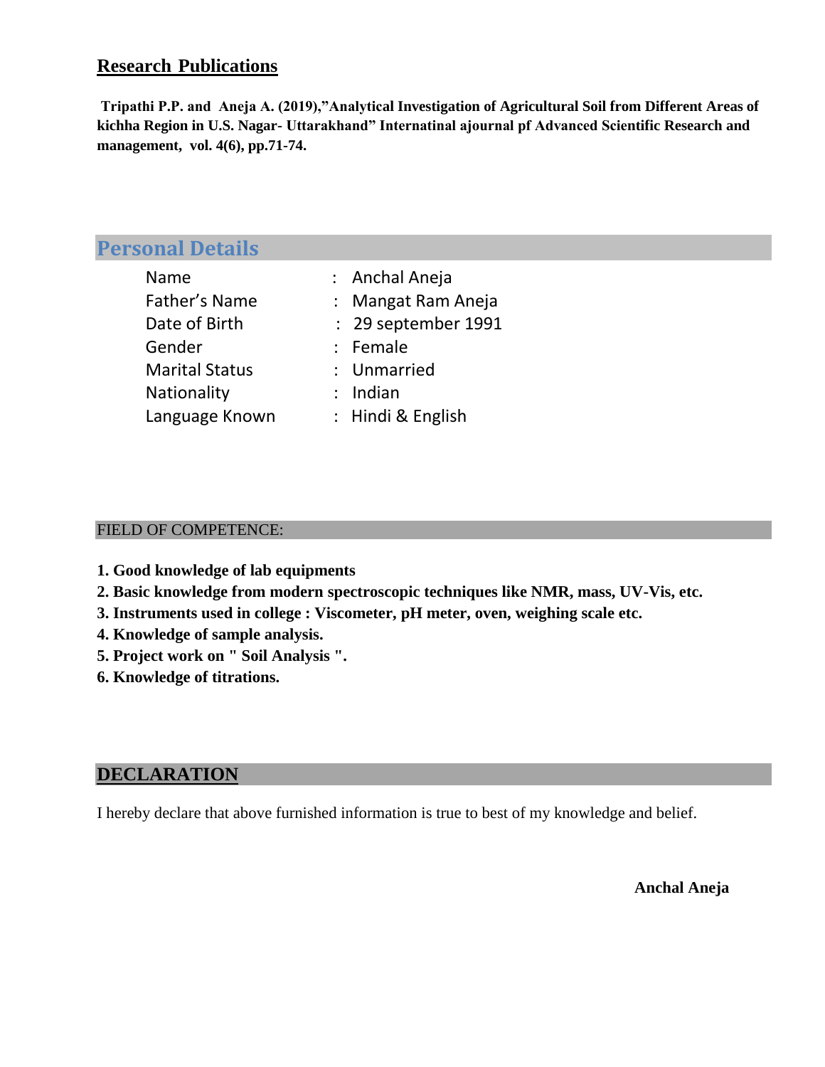## Research Publications

**Tripathi P.P. and Aneja A. (2019),"Analytical Investigation of Agricultural Soil from Different Areas of kichha Region in U.S. Nagar- Uttarakhand" Internatinal ajournal pf Advanced Scientific Research and management, vol. 4(6), pp.71-74.**

## Personal Details

| | | |
|---|---|---|
| Name | : | Anchal Aneja |
| Father's Name | : | Mangat Ram Aneja |
| Date of Birth | : | 29 september 1991 |
| Gender | : | Female |
| Marital Status | : | Unmarried |
| Nationality | : | Indian |
| Language Known | : | Hindi & English |

## FIELD OF COMPETENCE:

1. **Good knowledge of lab equipments**
2. **Basic knowledge from modern spectroscopic techniques like NMR, mass, UV-Vis, etc.**
3. **Instruments used in college : Viscometer, pH meter, oven, weighing scale etc.**
4. **Knowledge of sample analysis.**
5. **Project work on " Soil Analysis ".**
6. **Knowledge of titrations.**

## DECLARATION

I hereby declare that above furnished information is true to best of my knowledge and belief.

**Anchal Aneja**